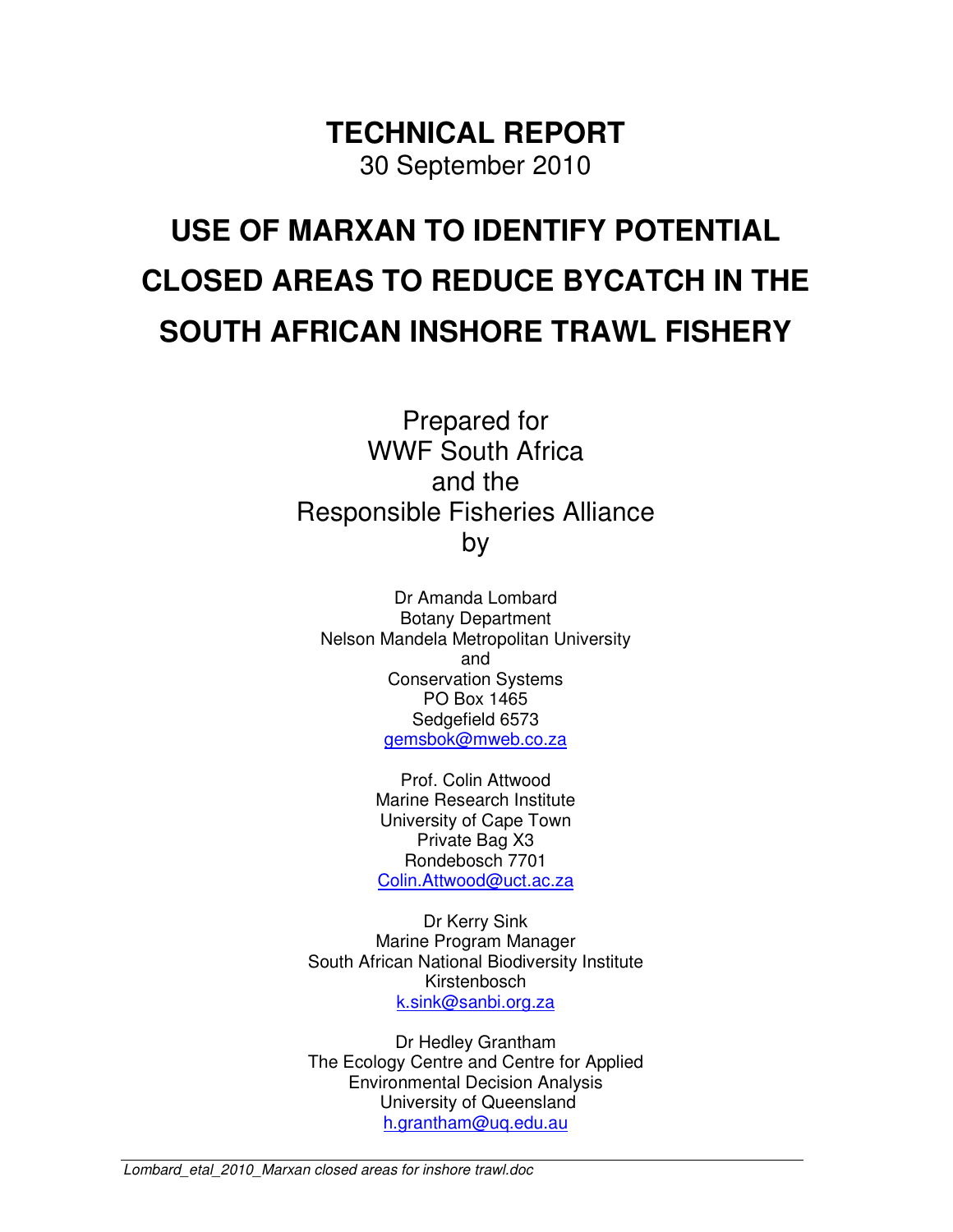# TECHNICAL REPORT

30 September 2010

# USE OF MARXAN TO IDENTIFY POTENTIAL CLOSED AREAS TO REDUCE BYCATCH IN THE SOUTH AFRICAN INSHORE TRAWL FISHERY

Prepared for
WWF South Africa
and the
Responsible Fisheries Alliance
by

Dr Amanda Lombard
Botany Department
Nelson Mandela Metropolitan University
and
Conservation Systems
PO Box 1465
Sedgefield 6573
gemsbok@mweb.co.za

Prof. Colin Attwood
Marine Research Institute
University of Cape Town
Private Bag X3
Rondebosch 7701
Colin.Attwood@uct.ac.za

Dr Kerry Sink
Marine Program Manager
South African National Biodiversity Institute
Kirstenbosch
k.sink@sanbi.org.za

Dr Hedley Grantham
The Ecology Centre and Centre for Applied Environmental Decision Analysis
University of Queensland
h.grantham@uq.edu.au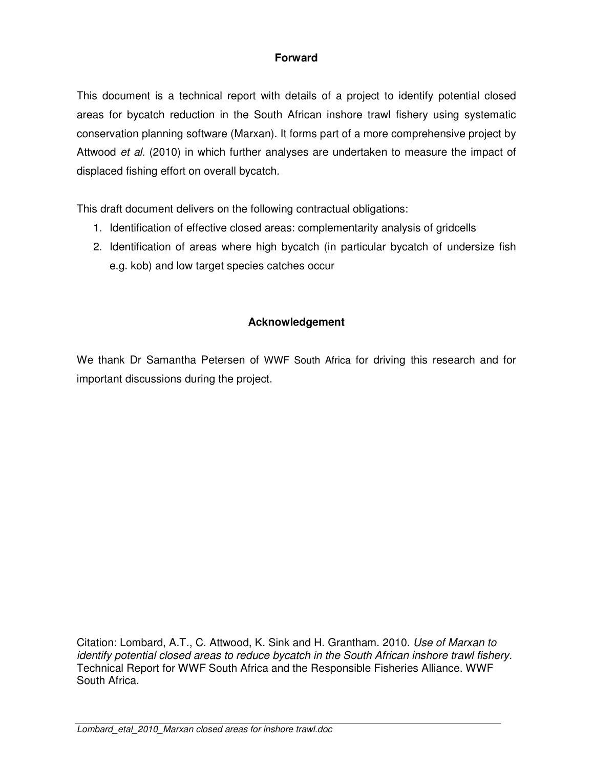## Forward

This document is a technical report with details of a project to identify potential closed areas for bycatch reduction in the South African inshore trawl fishery using systematic conservation planning software (Marxan). It forms part of a more comprehensive project by Attwood *et al.* (2010) in which further analyses are undertaken to measure the impact of displaced fishing effort on overall bycatch.

This draft document delivers on the following contractual obligations:

1. Identification of effective closed areas: complementarity analysis of gridcells
2. Identification of areas where high bycatch (in particular bycatch of undersize fish e.g. kob) and low target species catches occur

## Acknowledgement

We thank Dr Samantha Petersen of WWF South Africa for driving this research and for important discussions during the project.

Citation: Lombard, A.T., C. Attwood, K. Sink and H. Grantham. 2010. *Use of Marxan to identify potential closed areas to reduce bycatch in the South African inshore trawl fishery.* Technical Report for WWF South Africa and the Responsible Fisheries Alliance. WWF South Africa.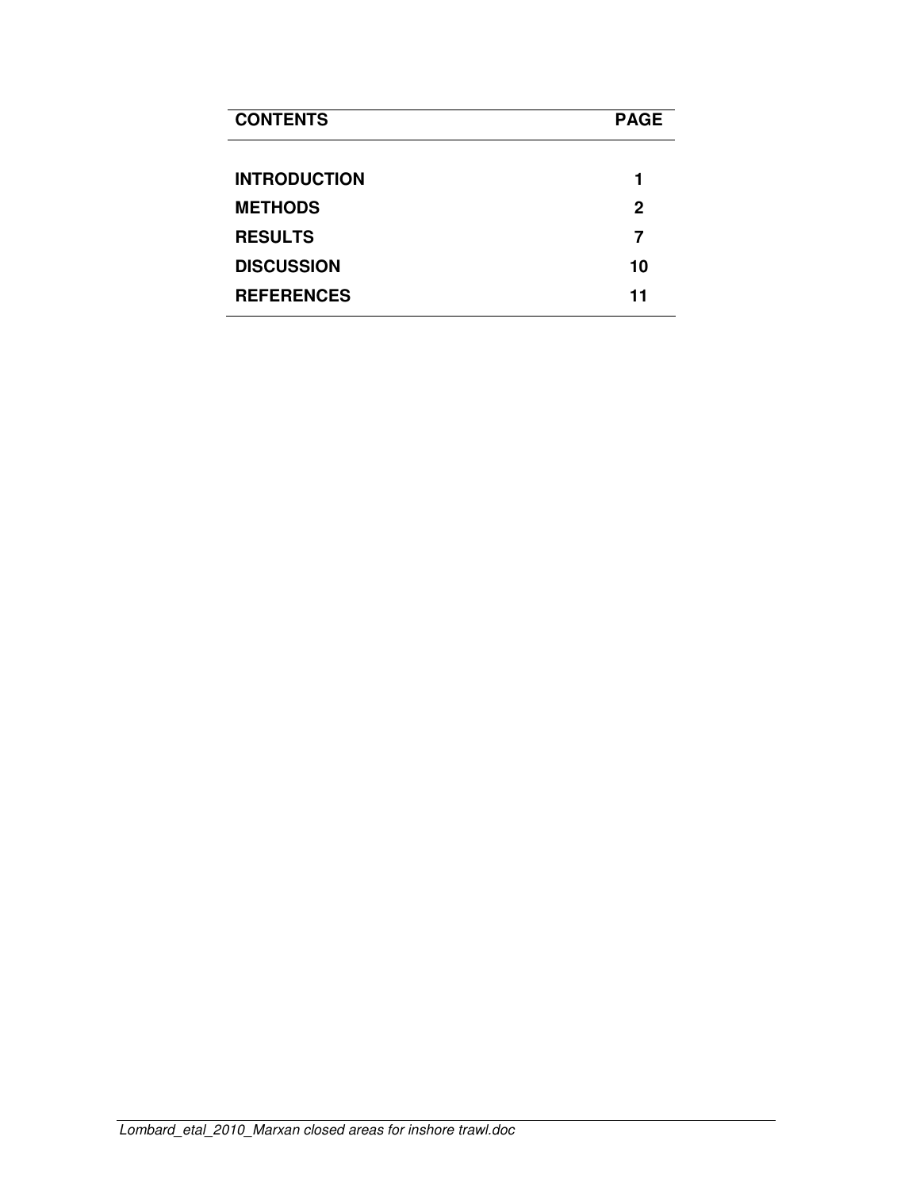| CONTENTS | PAGE |
| --- | --- |
| **INTRODUCTION** | **1** |
| **METHODS** | **2** |
| **RESULTS** | **7** |
| **DISCUSSION** | **10** |
| **REFERENCES** | **11** |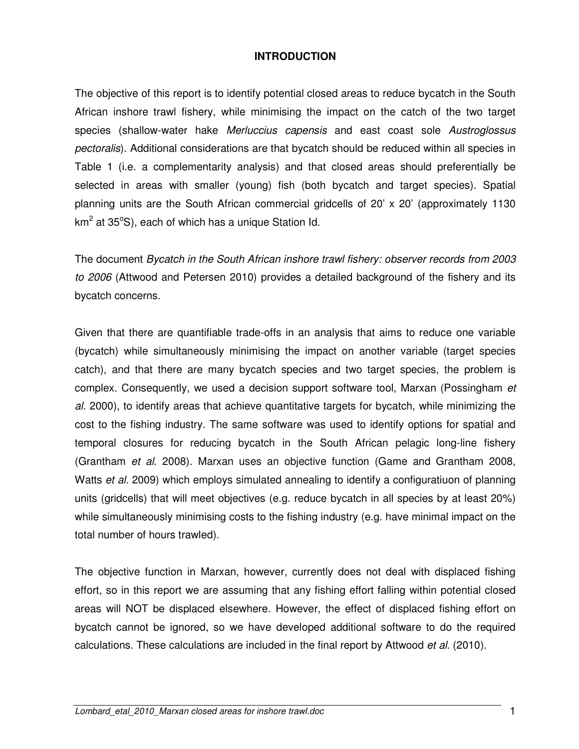# INTRODUCTION

The objective of this report is to identify potential closed areas to reduce bycatch in the South African inshore trawl fishery, while minimising the impact on the catch of the two target species (shallow-water hake *Merluccius capensis* and east coast sole *Austroglossus pectoralis*). Additional considerations are that bycatch should be reduced within all species in Table 1 (i.e. a complementarity analysis) and that closed areas should preferentially be selected in areas with smaller (young) fish (both bycatch and target species). Spatial planning units are the South African commercial gridcells of 20' x 20' (approximately 1130 $km^2$ at 35$^o$S), each of which has a unique Station Id.

The document *Bycatch in the South African inshore trawl fishery: observer records from 2003 to 2006* (Attwood and Petersen 2010) provides a detailed background of the fishery and its bycatch concerns.

Given that there are quantifiable trade-offs in an analysis that aims to reduce one variable (bycatch) while simultaneously minimising the impact on another variable (target species catch), and that there are many bycatch species and two target species, the problem is complex. Consequently, we used a decision support software tool, Marxan (Possingham *et al.* 2000), to identify areas that achieve quantitative targets for bycatch, while minimizing the cost to the fishing industry. The same software was used to identify options for spatial and temporal closures for reducing bycatch in the South African pelagic long-line fishery (Grantham *et al*. 2008). Marxan uses an objective function (Game and Grantham 2008, Watts *et al.* 2009) which employs simulated annealing to identify a configuratiuon of planning units (gridcells) that will meet objectives (e.g. reduce bycatch in all species by at least 20%) while simultaneously minimising costs to the fishing industry (e.g. have minimal impact on the total number of hours trawled).

The objective function in Marxan, however, currently does not deal with displaced fishing effort, so in this report we are assuming that any fishing effort falling within potential closed areas will NOT be displaced elsewhere. However, the effect of displaced fishing effort on bycatch cannot be ignored, so we have developed additional software to do the required calculations. These calculations are included in the final report by Attwood *et al.* (2010).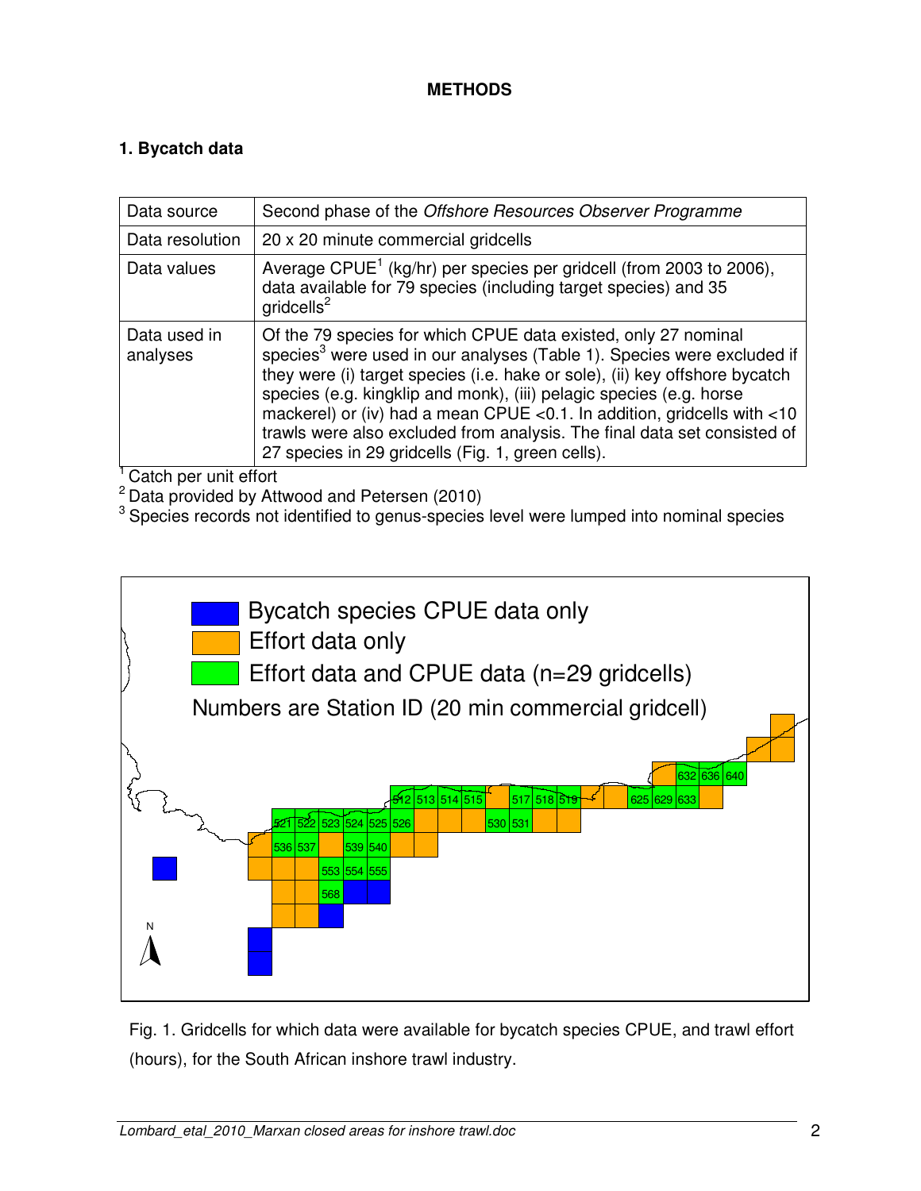# METHODS

## 1. Bycatch data

| | |
|---|---|
| Data source | Second phase of the *Offshore Resources Observer Programme* |
| Data resolution | 20 x 20 minute commercial gridcells |
| Data values | Average CPUE[1] (kg/hr) per species per gridcell (from 2003 to 2006), data available for 79 species (including target species) and 35 gridcells[2] |
| Data used in analyses | Of the 79 species for which CPUE data existed, only 27 nominal species[3] were used in our analyses (Table 1). Species were excluded if they were (i) target species (i.e. hake or sole), (ii) key offshore bycatch species (e.g. kingklip and monk), (iii) pelagic species (e.g. horse mackerel) or (iv) had a mean CPUE <0.1. In addition, gridcells with <10 trawls were also excluded from analysis. The final data set consisted of 27 species in 29 gridcells (Fig. 1, green cells). |

[1] Catch per unit effort

[2] Data provided by Attwood and Petersen (2010)

[3] Species records not identified to genus-species level were lumped into nominal species

Fig. 1. Gridcells for which data were available for bycatch species CPUE, and trawl effort (hours), for the South African inshore trawl industry.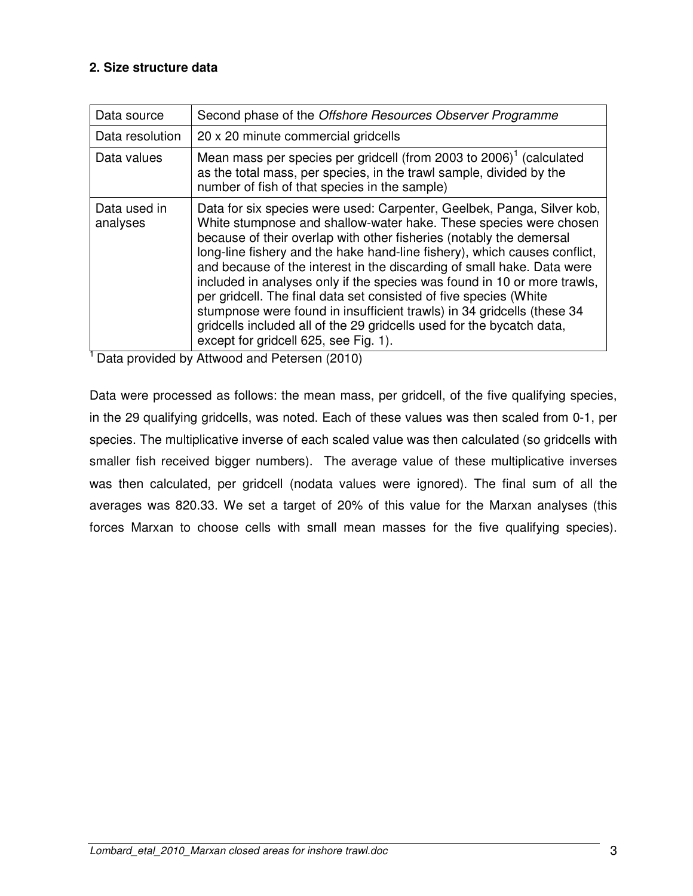**2. Size structure data**

| Data source | Second phase of the *Offshore Resources Observer Programme* |
|---|---|
| Data resolution | 20 x 20 minute commercial gridcells |
| Data values | Mean mass per species per gridcell (from 2003 to 2006)[1] (calculated as the total mass, per species, in the trawl sample, divided by the number of fish of that species in the sample) |
| Data used in analyses | Data for six species were used: Carpenter, Geelbek, Panga, Silver kob, White stumpnose and shallow-water hake. These species were chosen because of their overlap with other fisheries (notably the demersal long-line fishery and the hake hand-line fishery), which causes conflict, and because of the interest in the discarding of small hake. Data were included in analyses only if the species was found in 10 or more trawls, per gridcell. The final data set consisted of five species (White stumpnose were found in insufficient trawls) in 34 gridcells (these 34 gridcells included all of the 29 gridcells used for the bycatch data, except for gridcell 625, see Fig. 1). |

[1] Data provided by Attwood and Petersen (2010)

Data were processed as follows: the mean mass, per gridcell, of the five qualifying species, in the 29 qualifying gridcells, was noted. Each of these values was then scaled from 0-1, per species. The multiplicative inverse of each scaled value was then calculated (so gridcells with smaller fish received bigger numbers). The average value of these multiplicative inverses was then calculated, per gridcell (nodata values were ignored). The final sum of all the averages was 820.33. We set a target of 20% of this value for the Marxan analyses (this forces Marxan to choose cells with small mean masses for the five qualifying species).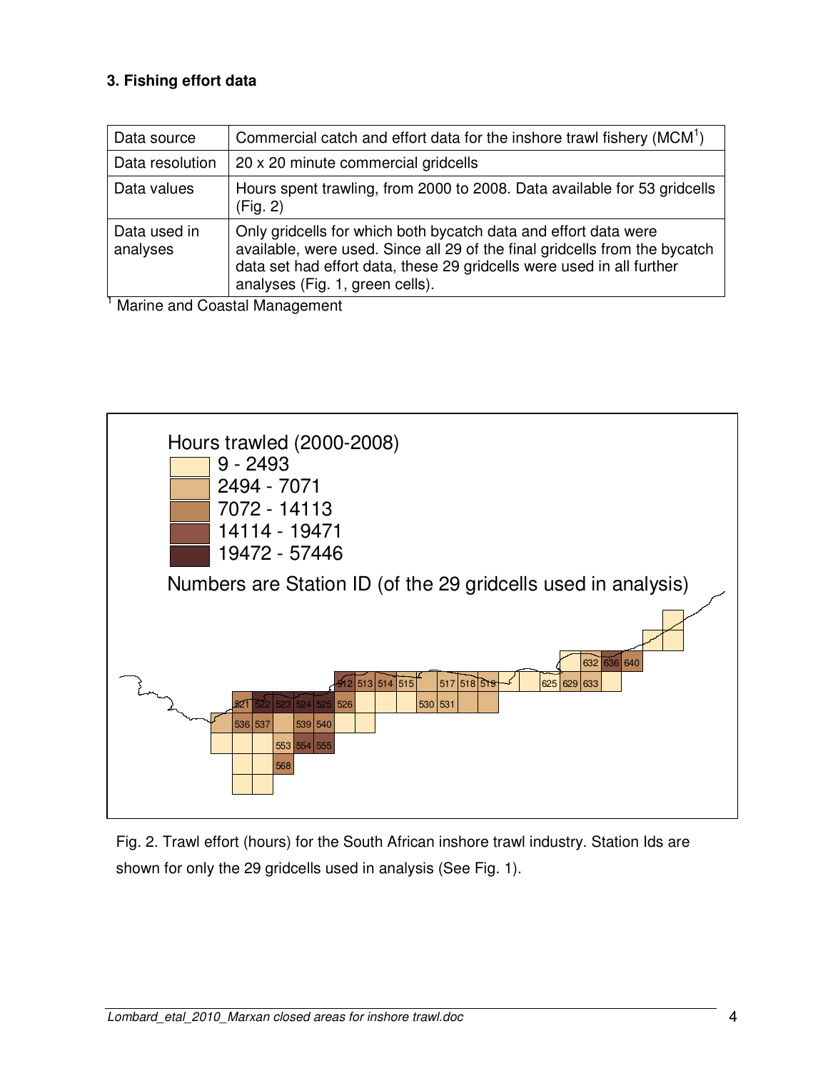### 3. Fishing effort data

| Data source | Commercial catch and effort data for the inshore trawl fishery (MCM[1]) |
|---|---|
| Data resolution | 20 x 20 minute commercial gridcells |
| Data values | Hours spent trawling, from 2000 to 2008. Data available for 53 gridcells (Fig. 2) |
| Data used in analyses | Only gridcells for which both bycatch data and effort data were available, were used. Since all 29 of the final gridcells from the bycatch data set had effort data, these 29 gridcells were used in all further analyses (Fig. 1, green cells). |

[1] Marine and Coastal Management

Fig. 2. Trawl effort (hours) for the South African inshore trawl industry. Station Ids are shown for only the 29 gridcells used in analysis (See Fig. 1).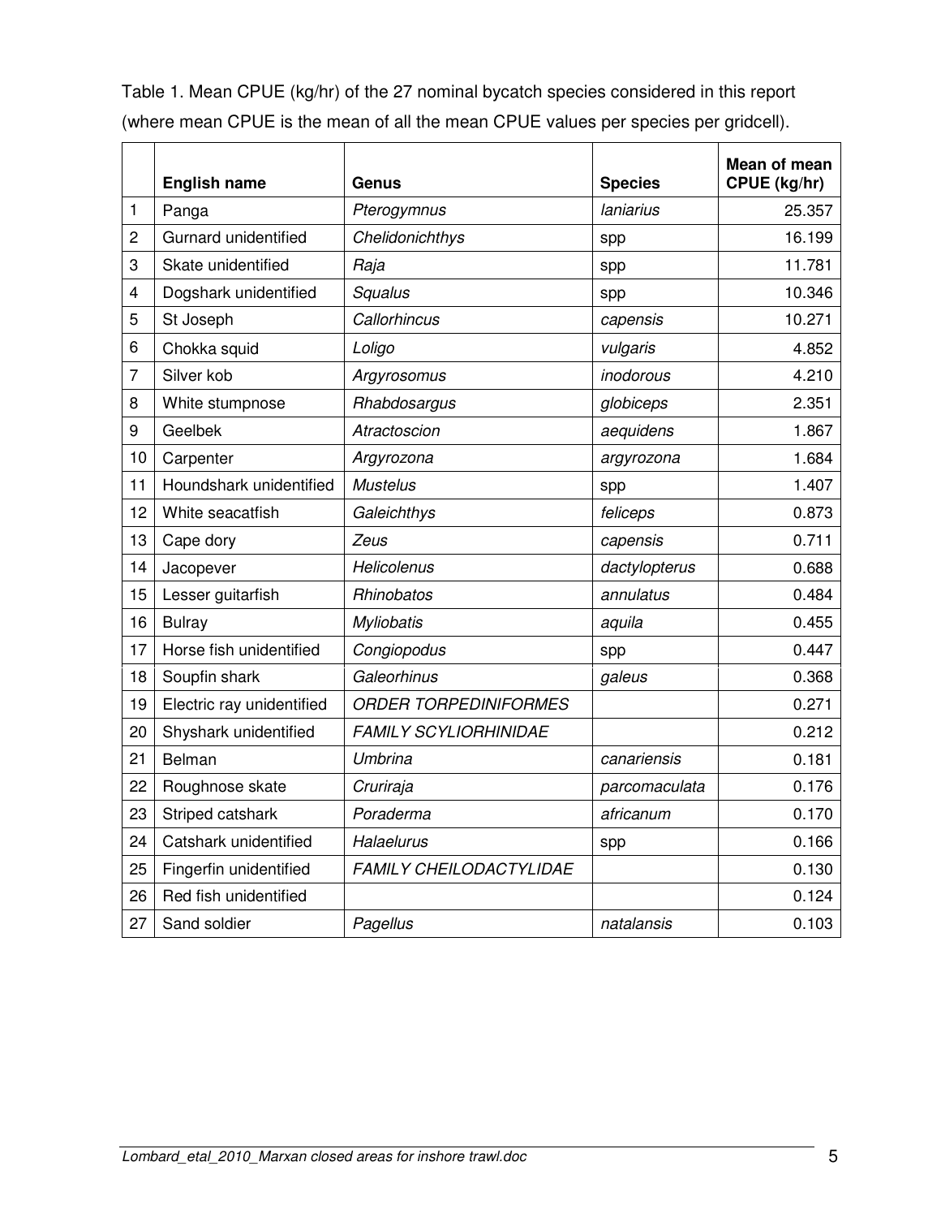Table 1. Mean CPUE (kg/hr) of the 27 nominal bycatch species considered in this report (where mean CPUE is the mean of all the mean CPUE values per species per gridcell).

| | English name | Genus | Species | Mean of mean CPUE (kg/hr) |
|---|---|---|---|---|
| 1 | Panga | *Pterogymnus* | *laniarius* | 25.357 |
| 2 | Gurnard unidentified | *Chelidonichthys* | spp | 16.199 |
| 3 | Skate unidentified | *Raja* | spp | 11.781 |
| 4 | Dogshark unidentified | *Squalus* | spp | 10.346 |
| 5 | St Joseph | *Callorhincus* | *capensis* | 10.271 |
| 6 | Chokka squid | *Loligo* | *vulgaris* | 4.852 |
| 7 | Silver kob | *Argyrosomus* | *inodorous* | 4.210 |
| 8 | White stumpnose | *Rhabdosargus* | *globiceps* | 2.351 |
| 9 | Geelbek | *Atractoscion* | *aequidens* | 1.867 |
| 10 | Carpenter | *Argyrozona* | *argyrozona* | 1.684 |
| 11 | Houndshark unidentified | *Mustelus* | spp | 1.407 |
| 12 | White seacatfish | *Galeichthys* | *feliceps* | 0.873 |
| 13 | Cape dory | *Zeus* | *capensis* | 0.711 |
| 14 | Jacopever | *Helicolenus* | *dactylopterus* | 0.688 |
| 15 | Lesser guitarfish | *Rhinobatos* | *annulatus* | 0.484 |
| 16 | Bulray | *Myliobatis* | *aquila* | 0.455 |
| 17 | Horse fish unidentified | *Congiopodus* | spp | 0.447 |
| 18 | Soupfin shark | *Galeorhinus* | *galeus* | 0.368 |
| 19 | Electric ray unidentified | *ORDER TORPEDINIFORMES* | | 0.271 |
| 20 | Shyshark unidentified | *FAMILY SCYLIORHINIDAE* | | 0.212 |
| 21 | Belman | *Umbrina* | *canariensis* | 0.181 |
| 22 | Roughnose skate | *Cruriraja* | *parcomaculata* | 0.176 |
| 23 | Striped catshark | *Poraderma* | *africanum* | 0.170 |
| 24 | Catshark unidentified | *Halaelurus* | spp | 0.166 |
| 25 | Fingerfin unidentified | *FAMILY CHEILODACTYLIDAE* | | 0.130 |
| 26 | Red fish unidentified | | | 0.124 |
| 27 | Sand soldier | *Pagellus* | *natalansis* | 0.103 |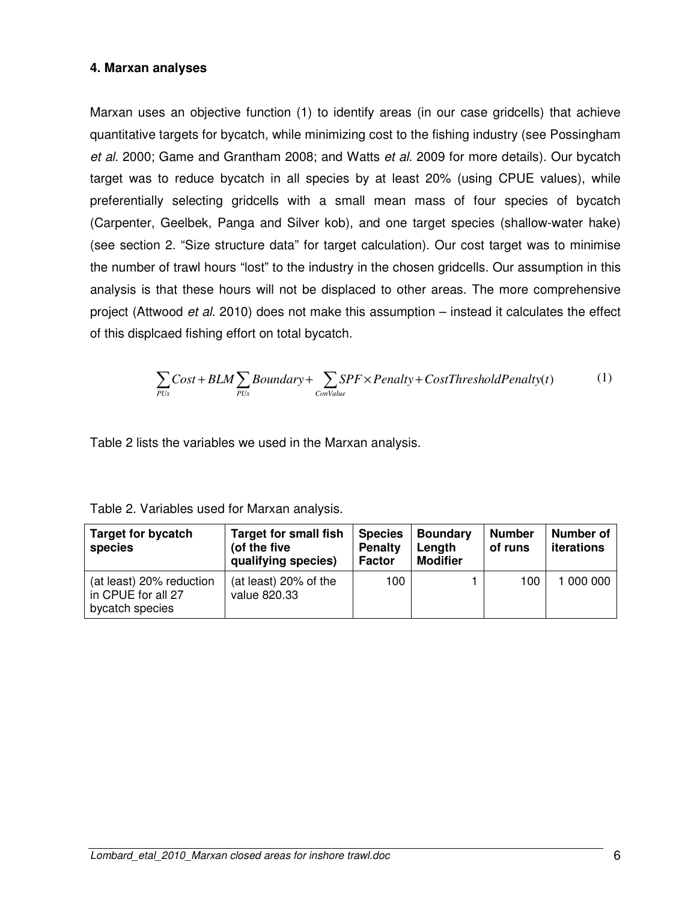#### 4. Marxan analyses

Marxan uses an objective function (1) to identify areas (in our case gridcells) that achieve quantitative targets for bycatch, while minimizing cost to the fishing industry (see Possingham *et al.* 2000; Game and Grantham 2008; and Watts *et al.* 2009 for more details). Our bycatch target was to reduce bycatch in all species by at least 20% (using CPUE values), while preferentially selecting gridcells with a small mean mass of four species of bycatch (Carpenter, Geelbek, Panga and Silver kob), and one target species (shallow-water hake) (see section 2. “Size structure data” for target calculation). Our cost target was to minimise the number of trawl hours “lost” to the industry in the chosen gridcells. Our assumption in this analysis is that these hours will not be displaced to other areas. The more comprehensive project (Attwood *et al.* 2010) does not make this assumption – instead it calculates the effect of this displcaed fishing effort on total bycatch.

$$\sum_{PUs} Cost + BLM \sum_{PUs} Boundary + \sum_{ConValue} SPF \times Penalty + CostThresholdPenalty(t) \qquad (1)$$

Table 2 lists the variables we used in the Marxan analysis.

Table 2. Variables used for Marxan analysis.

| **Target for bycatch species** | **Target for small fish (of the five qualifying species)** | **Species Penalty Factor** | **Boundary Length Modifier** | **Number of runs** | **Number of iterations** |
|---|---|---|---|---|---|
| (at least) 20% reduction in CPUE for all 27 bycatch species | (at least) 20% of the value 820.33 | 100 | 1 | 100 | 1 000 000 |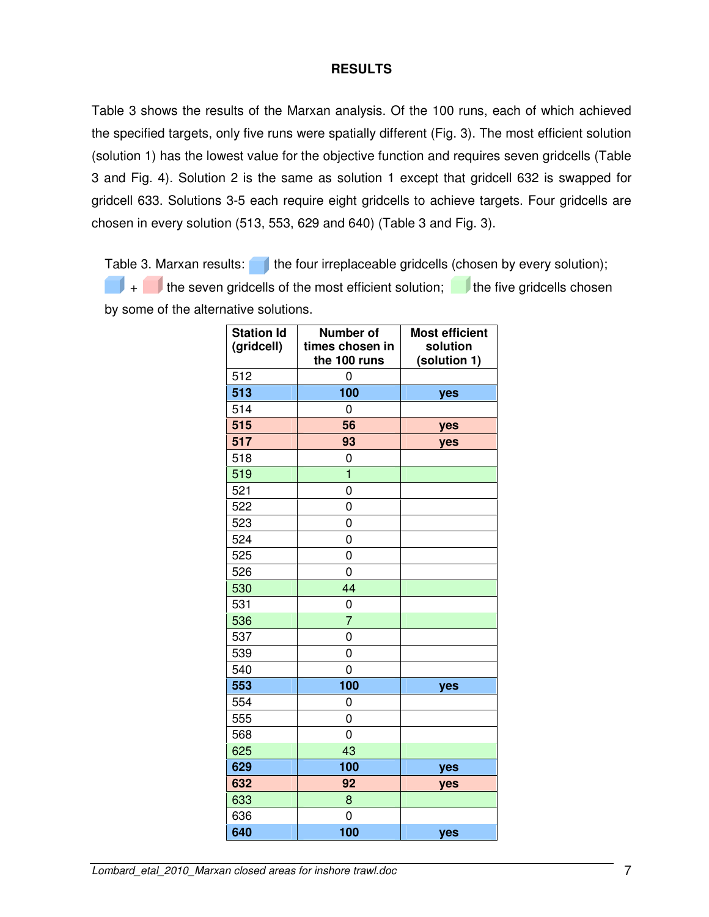## RESULTS

Table 3 shows the results of the Marxan analysis. Of the 100 runs, each of which achieved the specified targets, only five runs were spatially different (Fig. 3). The most efficient solution (solution 1) has the lowest value for the objective function and requires seven gridcells (Table 3 and Fig. 4). Solution 2 is the same as solution 1 except that gridcell 632 is swapped for gridcell 633. Solutions 3-5 each require eight gridcells to achieve targets. Four gridcells are chosen in every solution (513, 553, 629 and 640) (Table 3 and Fig. 3).

Table 3. Marxan results: [blue] the four irreplaceable gridcells (chosen by every solution); [blue] + [pink] the seven gridcells of the most efficient solution; [green] the five gridcells chosen by some of the alternative solutions.

| Station Id (gridcell) | Number of times chosen in the 100 runs | Most efficient solution (solution 1) |
|---|---|---|
| 512 | 0 | |
| **513** | **100** | **yes** |
| 514 | 0 | |
| **515** | **56** | **yes** |
| **517** | **93** | **yes** |
| 518 | 0 | |
| 519 | 1 | |
| 521 | 0 | |
| 522 | 0 | |
| 523 | 0 | |
| 524 | 0 | |
| 525 | 0 | |
| 526 | 0 | |
| 530 | 44 | |
| 531 | 0 | |
| 536 | 7 | |
| 537 | 0 | |
| 539 | 0 | |
| 540 | 0 | |
| **553** | **100** | **yes** |
| 554 | 0 | |
| 555 | 0 | |
| 568 | 0 | |
| 625 | 43 | |
| **629** | **100** | **yes** |
| **632** | **92** | **yes** |
| 633 | 8 | |
| 636 | 0 | |
| **640** | **100** | **yes** |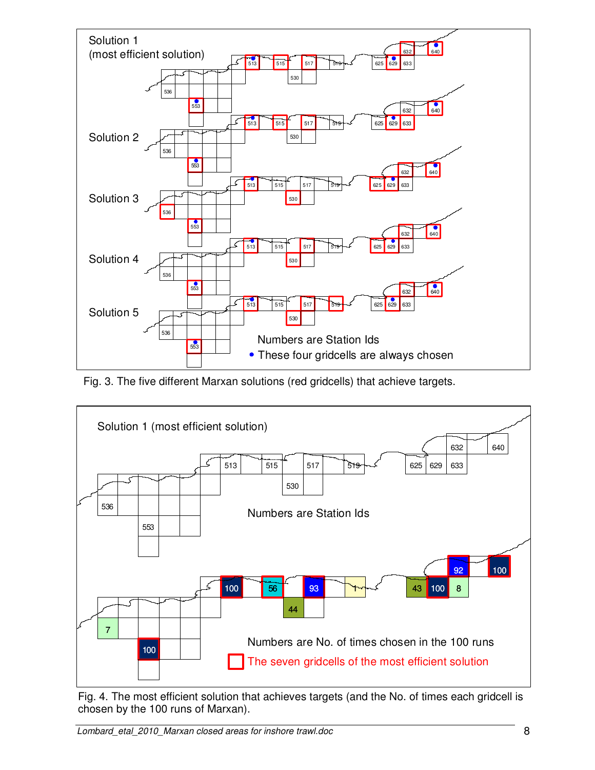Solution 1 (most efficient solution)

Solution 2

Solution 3

Solution 4

Solution 5

Numbers are Station Ids

• These four gridcells are always chosen

Fig. 3. The five different Marxan solutions (red gridcells) that achieve targets.

Solution 1 (most efficient solution)

Numbers are Station Ids

Numbers are No. of times chosen in the 100 runs

The seven gridcells of the most efficient solution

Fig. 4. The most efficient solution that achieves targets (and the No. of times each gridcell is chosen by the 100 runs of Marxan).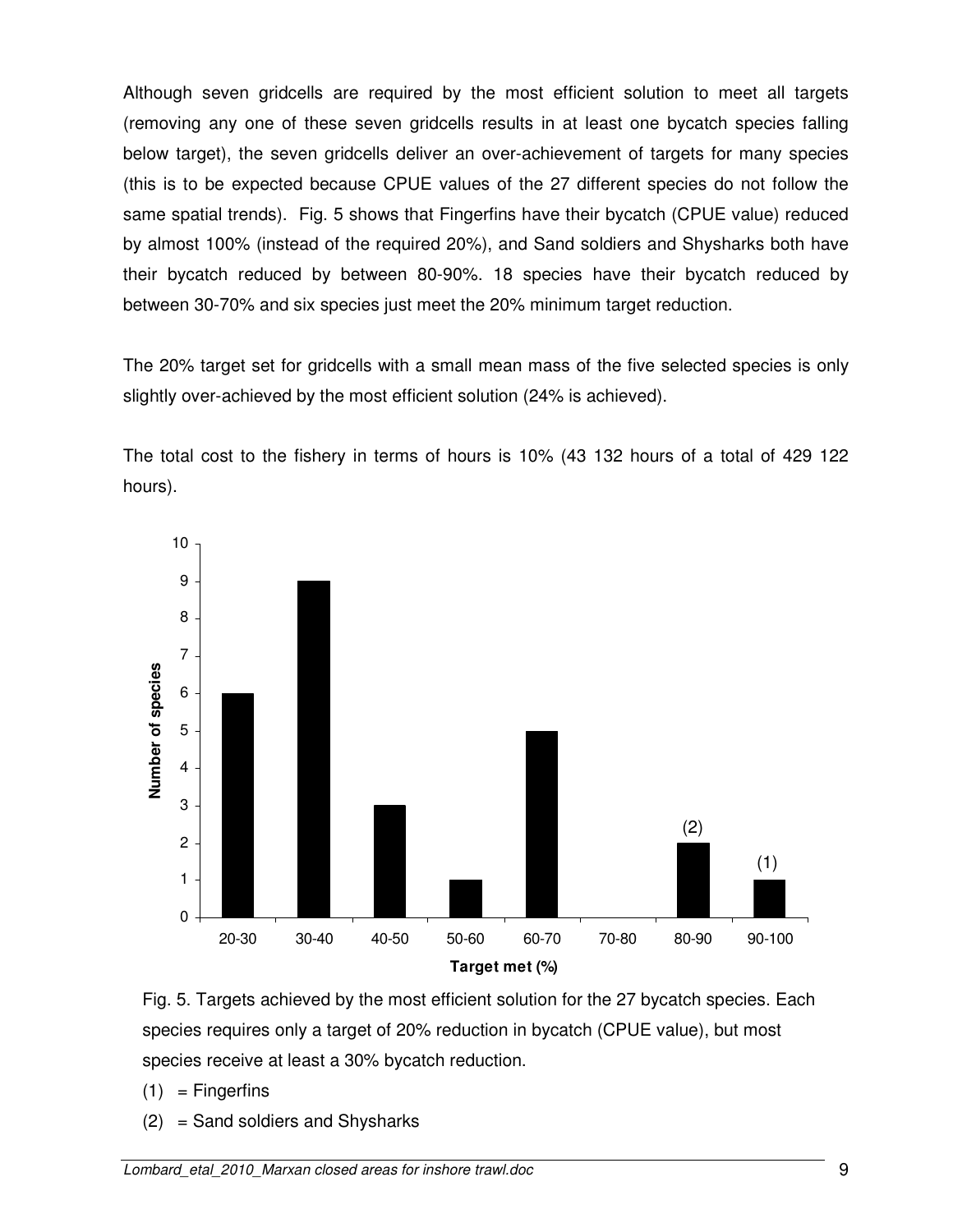Although seven gridcells are required by the most efficient solution to meet all targets (removing any one of these seven gridcells results in at least one bycatch species falling below target), the seven gridcells deliver an over-achievement of targets for many species (this is to be expected because CPUE values of the 27 different species do not follow the same spatial trends). Fig. 5 shows that Fingerfins have their bycatch (CPUE value) reduced by almost 100% (instead of the required 20%), and Sand soldiers and Shysharks both have their bycatch reduced by between 80-90%. 18 species have their bycatch reduced by between 30-70% and six species just meet the 20% minimum target reduction.

The 20% target set for gridcells with a small mean mass of the five selected species is only slightly over-achieved by the most efficient solution (24% is achieved).

The total cost to the fishery in terms of hours is 10% (43 132 hours of a total of 429 122 hours).

Fig. 5. Targets achieved by the most efficient solution for the 27 bycatch species. Each species requires only a target of 20% reduction in bycatch (CPUE value), but most species receive at least a 30% bycatch reduction.

(1) = Fingerfins

(2) = Sand soldiers and Shysharks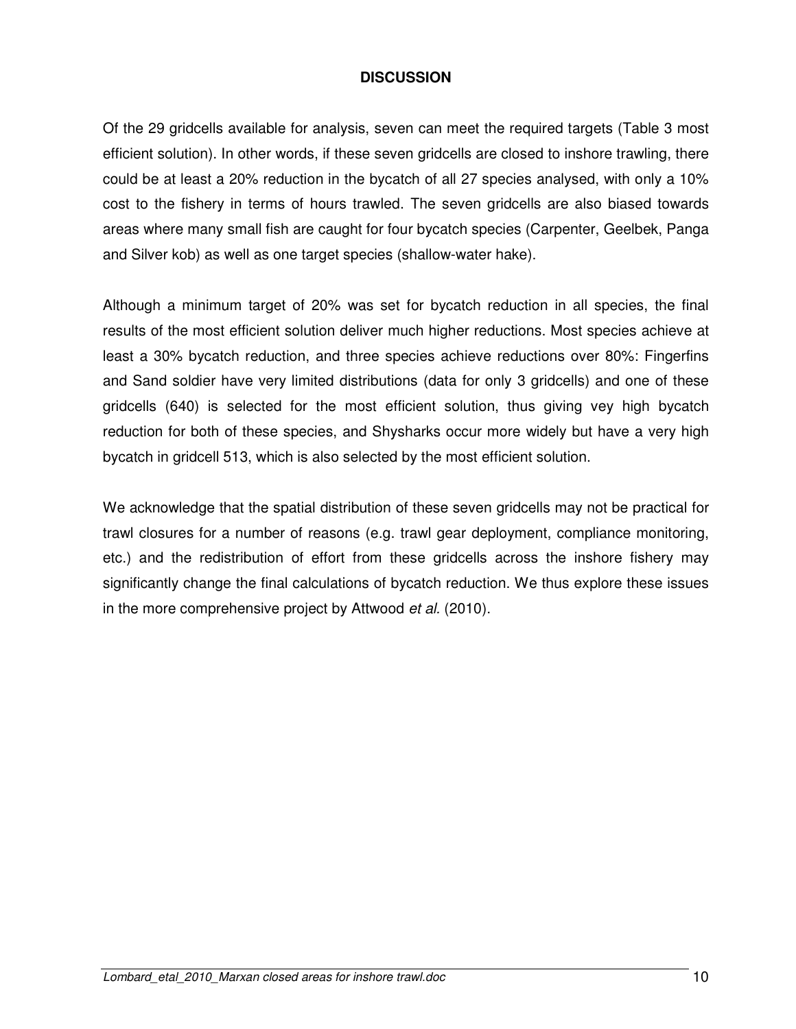## DISCUSSION

Of the 29 gridcells available for analysis, seven can meet the required targets (Table 3 most efficient solution). In other words, if these seven gridcells are closed to inshore trawling, there could be at least a 20% reduction in the bycatch of all 27 species analysed, with only a 10% cost to the fishery in terms of hours trawled. The seven gridcells are also biased towards areas where many small fish are caught for four bycatch species (Carpenter, Geelbek, Panga and Silver kob) as well as one target species (shallow-water hake).

Although a minimum target of 20% was set for bycatch reduction in all species, the final results of the most efficient solution deliver much higher reductions. Most species achieve at least a 30% bycatch reduction, and three species achieve reductions over 80%: Fingerfins and Sand soldier have very limited distributions (data for only 3 gridcells) and one of these gridcells (640) is selected for the most efficient solution, thus giving vey high bycatch reduction for both of these species, and Shysharks occur more widely but have a very high bycatch in gridcell 513, which is also selected by the most efficient solution.

We acknowledge that the spatial distribution of these seven gridcells may not be practical for trawl closures for a number of reasons (e.g. trawl gear deployment, compliance monitoring, etc.) and the redistribution of effort from these gridcells across the inshore fishery may significantly change the final calculations of bycatch reduction. We thus explore these issues in the more comprehensive project by Attwood *et al.* (2010).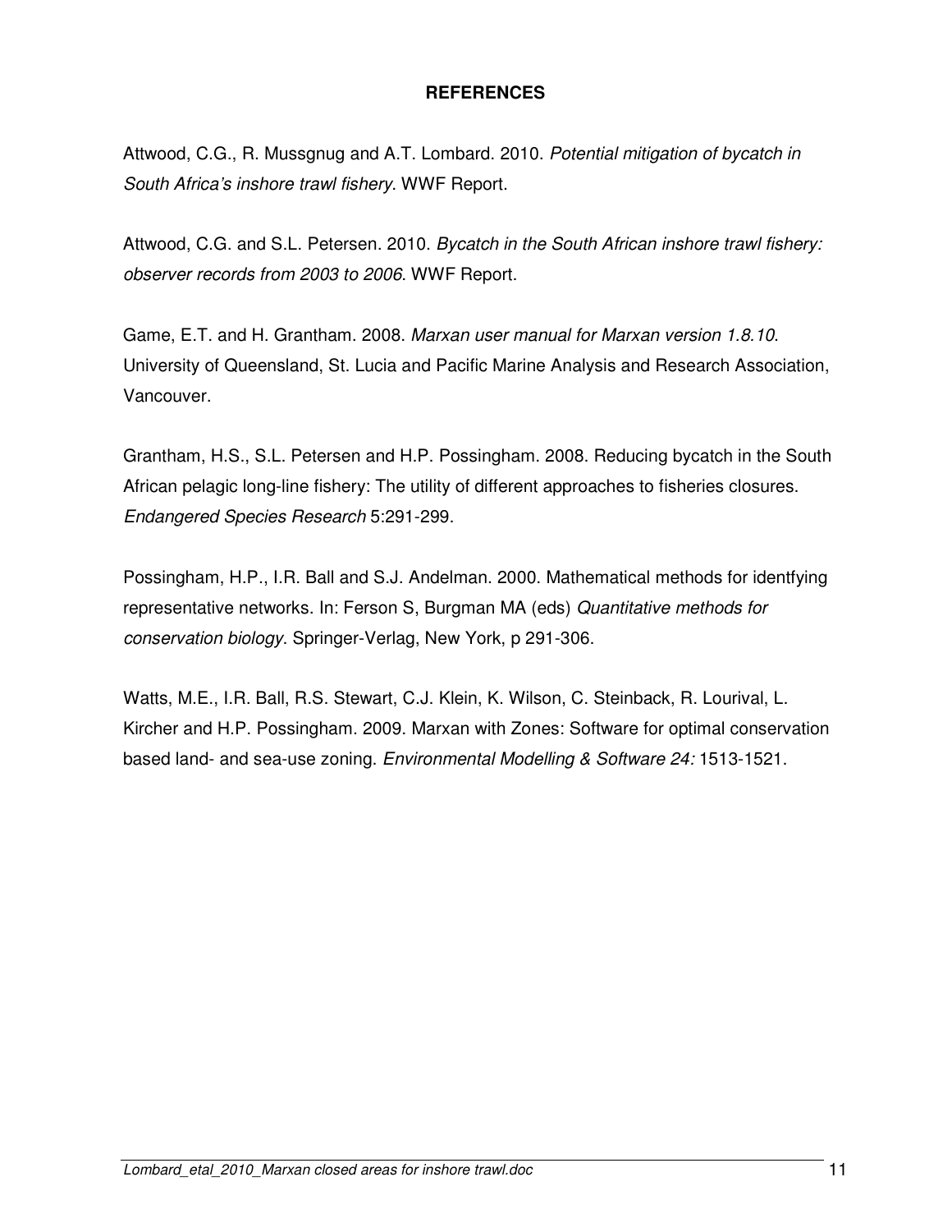## REFERENCES

Attwood, C.G., R. Mussgnug and A.T. Lombard. 2010. *Potential mitigation of bycatch in South Africa's inshore trawl fishery*. WWF Report.

Attwood, C.G. and S.L. Petersen. 2010. *Bycatch in the South African inshore trawl fishery: observer records from 2003 to 2006*. WWF Report.

Game, E.T. and H. Grantham. 2008. *Marxan user manual for Marxan version 1.8.10*. University of Queensland, St. Lucia and Pacific Marine Analysis and Research Association, Vancouver.

Grantham, H.S., S.L. Petersen and H.P. Possingham. 2008. Reducing bycatch in the South African pelagic long-line fishery: The utility of different approaches to fisheries closures. *Endangered Species Research* 5:291-299.

Possingham, H.P., I.R. Ball and S.J. Andelman. 2000. Mathematical methods for identfying representative networks. In: Ferson S, Burgman MA (eds) *Quantitative methods for conservation biology*. Springer-Verlag, New York, p 291-306.

Watts, M.E., I.R. Ball, R.S. Stewart, C.J. Klein, K. Wilson, C. Steinback, R. Lourival, L. Kircher and H.P. Possingham. 2009. Marxan with Zones: Software for optimal conservation based land- and sea-use zoning. *Environmental Modelling & Software 24:* 1513-1521.